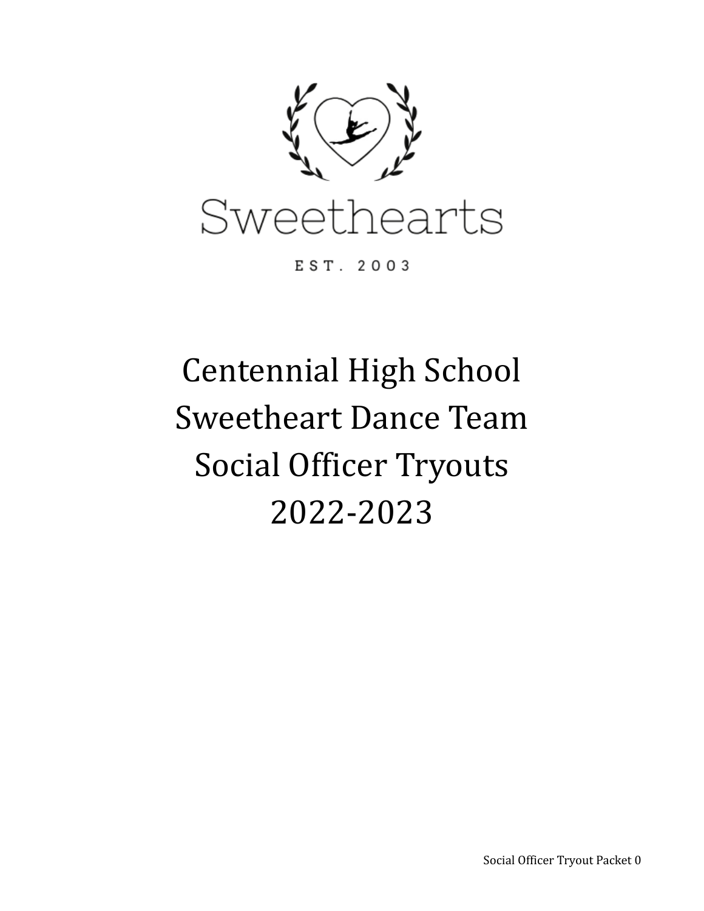Sweethearts

EST. 2003

# Centennial High School Sweetheart Dance Team Social Officer Tryouts 2022-2023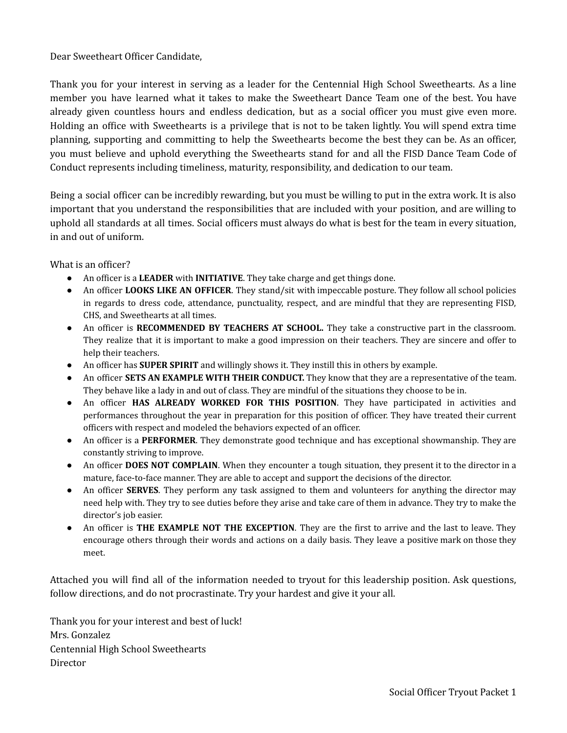Dear Sweetheart Officer Candidate,

Thank you for your interest in serving as a leader for the Centennial High School Sweethearts. As a line member you have learned what it takes to make the Sweetheart Dance Team one of the best. You have already given countless hours and endless dedication, but as a social officer you must give even more. Holding an office with Sweethearts is a privilege that is not to be taken lightly. You will spend extra time planning, supporting and committing to help the Sweethearts become the best they can be. As an officer, you must believe and uphold everything the Sweethearts stand for and all the FISD Dance Team Code of Conduct represents including timeliness, maturity, responsibility, and dedication to our team.

Being a social officer can be incredibly rewarding, but you must be willing to put in the extra work. It is also important that you understand the responsibilities that are included with your position, and are willing to uphold all standards at all times. Social officers must always do what is best for the team in every situation, in and out of uniform.

What is an officer?

- An officer is a **LEADER** with **INITIATIVE**. They take charge and get things done.
- An officer **LOOKS LIKE AN OFFICER**. They stand/sit with impeccable posture. They follow all school policies in regards to dress code, attendance, punctuality, respect, and are mindful that they are representing FISD, CHS, and Sweethearts at all times.
- An officer is **RECOMMENDED BY TEACHERS AT SCHOOL.** They take a constructive part in the classroom. They realize that it is important to make a good impression on their teachers. They are sincere and offer to help their teachers.
- An officer has **SUPER SPIRIT** and willingly shows it. They instill this in others by example.
- An officer **SETS AN EXAMPLE WITH THEIR CONDUCT.** They know that they are a representative of the team. They behave like a lady in and out of class. They are mindful of the situations they choose to be in.
- An officer **HAS ALREADY WORKED FOR THIS POSITION**. They have participated in activities and performances throughout the year in preparation for this position of officer. They have treated their current officers with respect and modeled the behaviors expected of an officer.
- An officer is a **PERFORMER**. They demonstrate good technique and has exceptional showmanship. They are constantly striving to improve.
- An officer **DOES NOT COMPLAIN**. When they encounter a tough situation, they present it to the director in a mature, face-to-face manner. They are able to accept and support the decisions of the director.
- An officer **SERVES**. They perform any task assigned to them and volunteers for anything the director may need help with. They try to see duties before they arise and take care of them in advance. They try to make the director's job easier.
- An officer is **THE EXAMPLE NOT THE EXCEPTION**. They are the first to arrive and the last to leave. They encourage others through their words and actions on a daily basis. They leave a positive mark on those they meet.

Attached you will find all of the information needed to tryout for this leadership position. Ask questions, follow directions, and do not procrastinate. Try your hardest and give it your all.

Thank you for your interest and best of luck!
Mrs. Gonzalez
Centennial High School Sweethearts
Director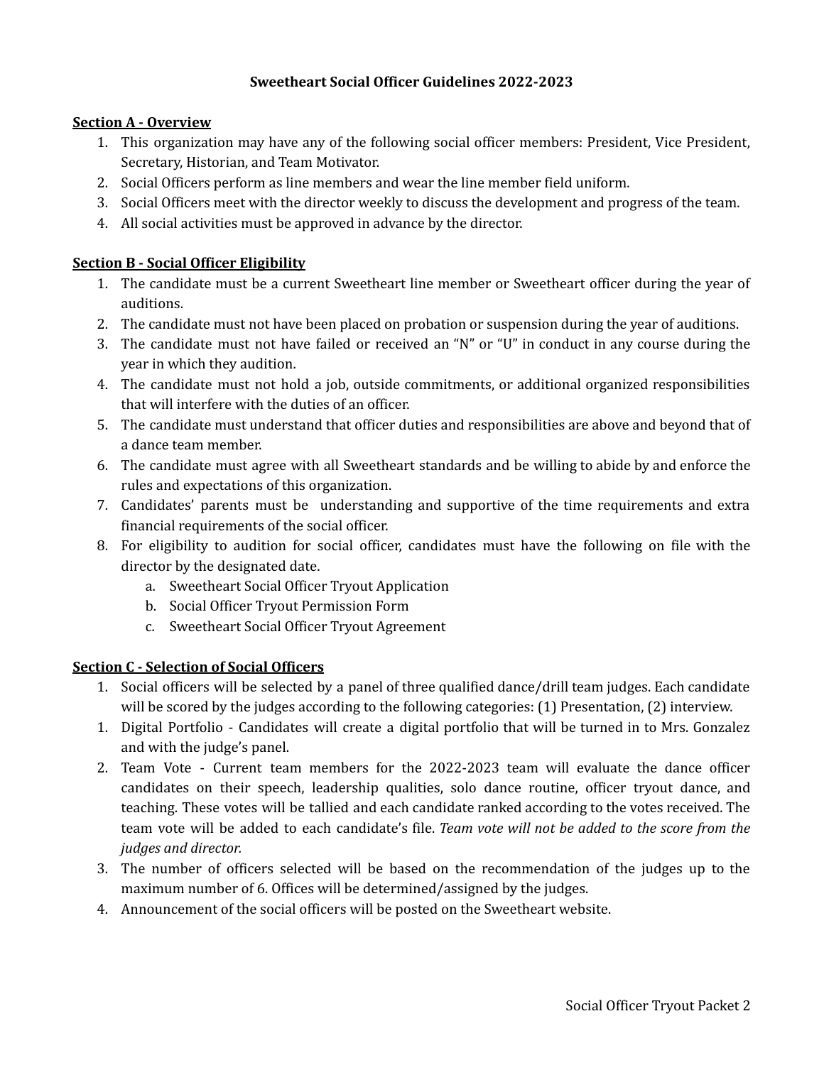# Sweetheart Social Officer Guidelines 2022-2023

**Section A - Overview**

1. This organization may have any of the following social officer members: President, Vice President, Secretary, Historian, and Team Motivator.
2. Social Officers perform as line members and wear the line member field uniform.
3. Social Officers meet with the director weekly to discuss the development and progress of the team.
4. All social activities must be approved in advance by the director.

**Section B - Social Officer Eligibility**

1. The candidate must be a current Sweetheart line member or Sweetheart officer during the year of auditions.
2. The candidate must not have been placed on probation or suspension during the year of auditions.
3. The candidate must not have failed or received an "N" or "U" in conduct in any course during the year in which they audition.
4. The candidate must not hold a job, outside commitments, or additional organized responsibilities that will interfere with the duties of an officer.
5. The candidate must understand that officer duties and responsibilities are above and beyond that of a dance team member.
6. The candidate must agree with all Sweetheart standards and be willing to abide by and enforce the rules and expectations of this organization.
7. Candidates' parents must be understanding and supportive of the time requirements and extra financial requirements of the social officer.
8. For eligibility to audition for social officer, candidates must have the following on file with the director by the designated date.
   a. Sweetheart Social Officer Tryout Application
   b. Social Officer Tryout Permission Form
   c. Sweetheart Social Officer Tryout Agreement

**Section C - Selection of Social Officers**

1. Social officers will be selected by a panel of three qualified dance/drill team judges. Each candidate will be scored by the judges according to the following categories: (1) Presentation, (2) interview.
1. Digital Portfolio - Candidates will create a digital portfolio that will be turned in to Mrs. Gonzalez and with the judge's panel.
2. Team Vote - Current team members for the 2022-2023 team will evaluate the dance officer candidates on their speech, leadership qualities, solo dance routine, officer tryout dance, and teaching. These votes will be tallied and each candidate ranked according to the votes received. The team vote will be added to each candidate's file. *Team vote will not be added to the score from the judges and director.*
3. The number of officers selected will be based on the recommendation of the judges up to the maximum number of 6. Offices will be determined/assigned by the judges.
4. Announcement of the social officers will be posted on the Sweetheart website.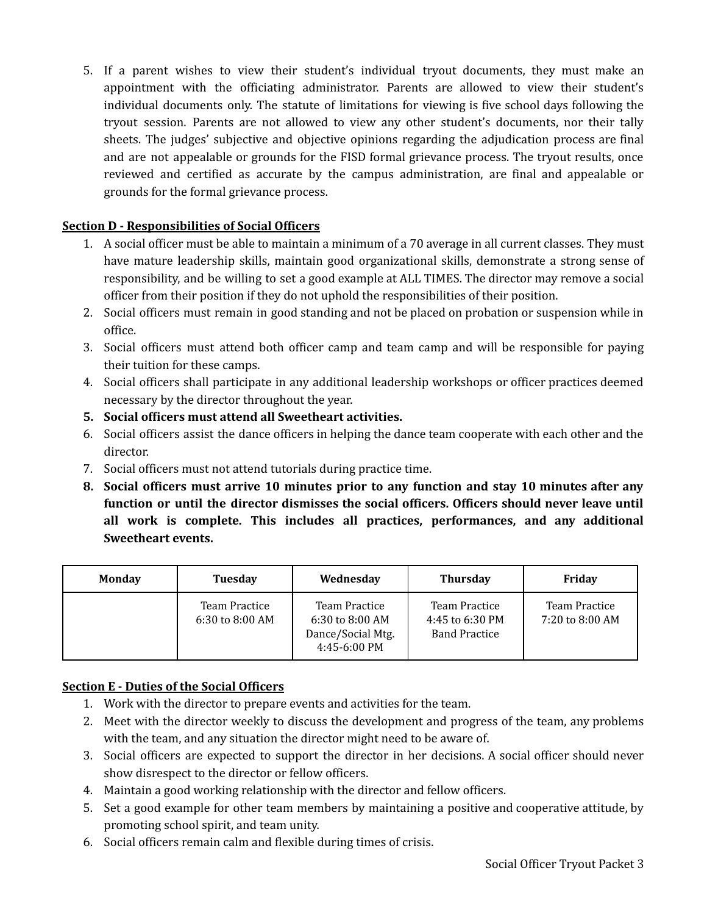5. If a parent wishes to view their student's individual tryout documents, they must make an appointment with the officiating administrator. Parents are allowed to view their student's individual documents only. The statute of limitations for viewing is five school days following the tryout session. Parents are not allowed to view any other student's documents, nor their tally sheets. The judges' subjective and objective opinions regarding the adjudication process are final and are not appealable or grounds for the FISD formal grievance process. The tryout results, once reviewed and certified as accurate by the campus administration, are final and appealable or grounds for the formal grievance process.

**Section D - Responsibilities of Social Officers**

1. A social officer must be able to maintain a minimum of a 70 average in all current classes. They must have mature leadership skills, maintain good organizational skills, demonstrate a strong sense of responsibility, and be willing to set a good example at ALL TIMES. The director may remove a social officer from their position if they do not uphold the responsibilities of their position.
2. Social officers must remain in good standing and not be placed on probation or suspension while in office.
3. Social officers must attend both officer camp and team camp and will be responsible for paying their tuition for these camps.
4. Social officers shall participate in any additional leadership workshops or officer practices deemed necessary by the director throughout the year.
5. **Social officers must attend all Sweetheart activities.**
6. Social officers assist the dance officers in helping the dance team cooperate with each other and the director.
7. Social officers must not attend tutorials during practice time.
8. **Social officers must arrive 10 minutes prior to any function and stay 10 minutes after any function or until the director dismisses the social officers. Officers should never leave until all work is complete. This includes all practices, performances, and any additional Sweetheart events.**

| Monday | Tuesday | Wednesday | Thursday | Friday |
|---|---|---|---|---|
| | Team Practice 6:30 to 8:00 AM | Team Practice 6:30 to 8:00 AM Dance/Social Mtg. 4:45-6:00 PM | Team Practice 4:45 to 6:30 PM Band Practice | Team Practice 7:20 to 8:00 AM |

**Section E - Duties of the Social Officers**

1. Work with the director to prepare events and activities for the team.
2. Meet with the director weekly to discuss the development and progress of the team, any problems with the team, and any situation the director might need to be aware of.
3. Social officers are expected to support the director in her decisions. A social officer should never show disrespect to the director or fellow officers.
4. Maintain a good working relationship with the director and fellow officers.
5. Set a good example for other team members by maintaining a positive and cooperative attitude, by promoting school spirit, and team unity.
6. Social officers remain calm and flexible during times of crisis.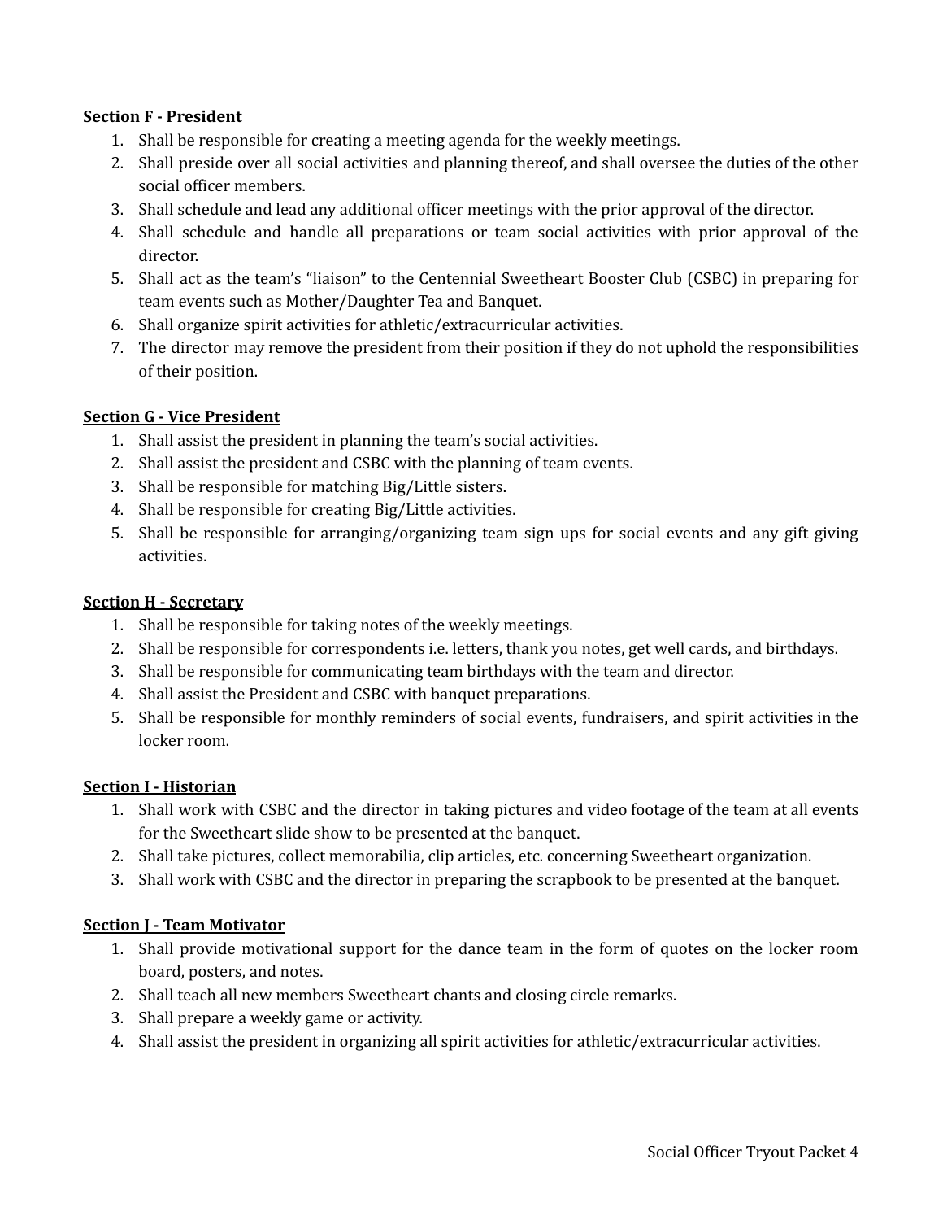**Section F - President**

1. Shall be responsible for creating a meeting agenda for the weekly meetings.
2. Shall preside over all social activities and planning thereof, and shall oversee the duties of the other social officer members.
3. Shall schedule and lead any additional officer meetings with the prior approval of the director.
4. Shall schedule and handle all preparations or team social activities with prior approval of the director.
5. Shall act as the team's "liaison" to the Centennial Sweetheart Booster Club (CSBC) in preparing for team events such as Mother/Daughter Tea and Banquet.
6. Shall organize spirit activities for athletic/extracurricular activities.
7. The director may remove the president from their position if they do not uphold the responsibilities of their position.

**Section G - Vice President**

1. Shall assist the president in planning the team's social activities.
2. Shall assist the president and CSBC with the planning of team events.
3. Shall be responsible for matching Big/Little sisters.
4. Shall be responsible for creating Big/Little activities.
5. Shall be responsible for arranging/organizing team sign ups for social events and any gift giving activities.

**Section H - Secretary**

1. Shall be responsible for taking notes of the weekly meetings.
2. Shall be responsible for correspondents i.e. letters, thank you notes, get well cards, and birthdays.
3. Shall be responsible for communicating team birthdays with the team and director.
4. Shall assist the President and CSBC with banquet preparations.
5. Shall be responsible for monthly reminders of social events, fundraisers, and spirit activities in the locker room.

**Section I - Historian**

1. Shall work with CSBC and the director in taking pictures and video footage of the team at all events for the Sweetheart slide show to be presented at the banquet.
2. Shall take pictures, collect memorabilia, clip articles, etc. concerning Sweetheart organization.
3. Shall work with CSBC and the director in preparing the scrapbook to be presented at the banquet.

**Section J - Team Motivator**

1. Shall provide motivational support for the dance team in the form of quotes on the locker room board, posters, and notes.
2. Shall teach all new members Sweetheart chants and closing circle remarks.
3. Shall prepare a weekly game or activity.
4. Shall assist the president in organizing all spirit activities for athletic/extracurricular activities.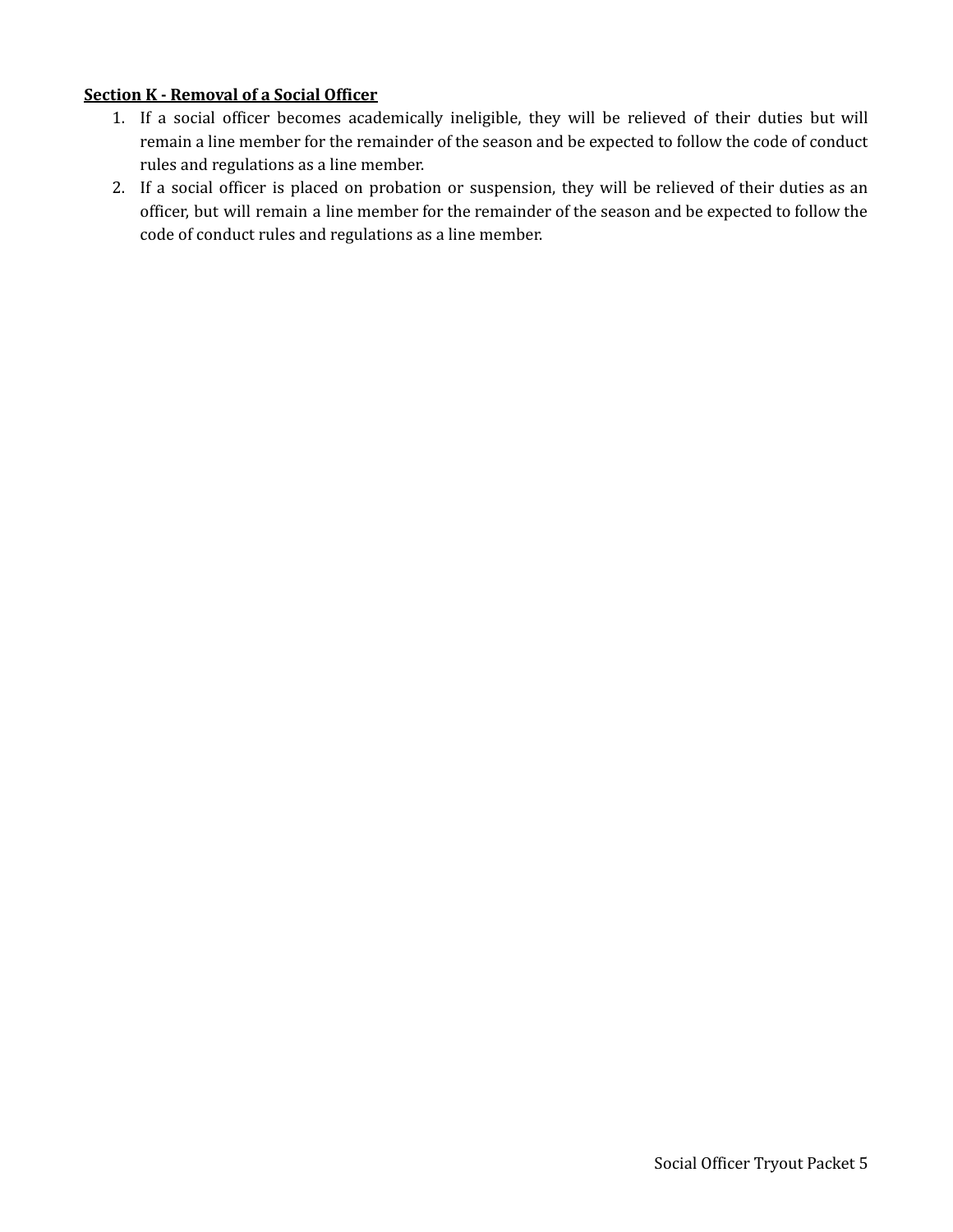**Section K - Removal of a Social Officer**

1. If a social officer becomes academically ineligible, they will be relieved of their duties but will remain a line member for the remainder of the season and be expected to follow the code of conduct rules and regulations as a line member.
2. If a social officer is placed on probation or suspension, they will be relieved of their duties as an officer, but will remain a line member for the remainder of the season and be expected to follow the code of conduct rules and regulations as a line member.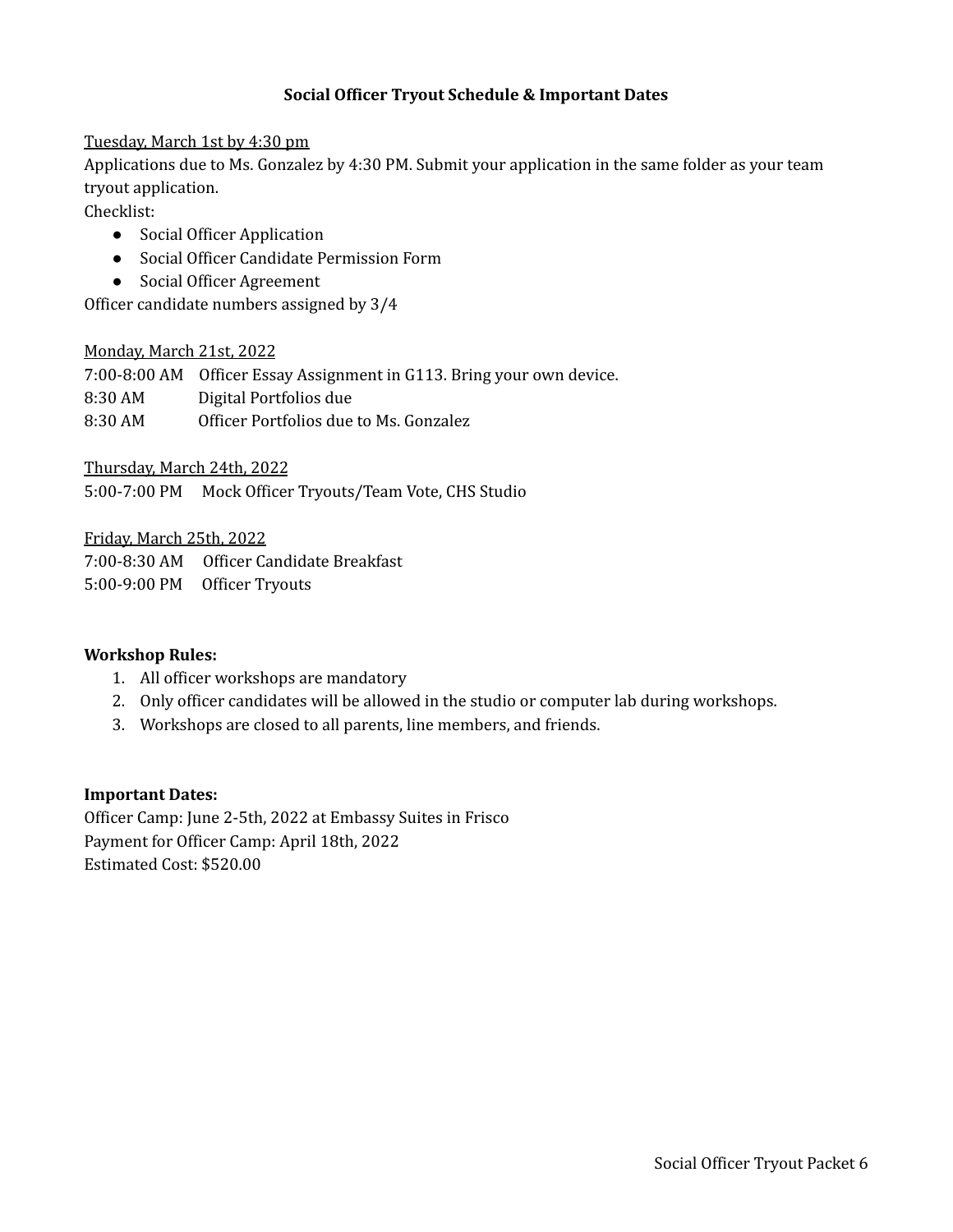## Social Officer Tryout Schedule & Important Dates

Tuesday, March 1st by 4:30 pm

Applications due to Ms. Gonzalez by 4:30 PM. Submit your application in the same folder as your team tryout application.

Checklist:

- Social Officer Application
- Social Officer Candidate Permission Form
- Social Officer Agreement

Officer candidate numbers assigned by 3/4

Monday, March 21st, 2022

7:00-8:00 AM Officer Essay Assignment in G113. Bring your own device.
8:30 AM Digital Portfolios due
8:30 AM Officer Portfolios due to Ms. Gonzalez

Thursday, March 24th, 2022

5:00-7:00 PM Mock Officer Tryouts/Team Vote, CHS Studio

Friday, March 25th, 2022

7:00-8:30 AM Officer Candidate Breakfast
5:00-9:00 PM Officer Tryouts

**Workshop Rules:**

1. All officer workshops are mandatory
2. Only officer candidates will be allowed in the studio or computer lab during workshops.
3. Workshops are closed to all parents, line members, and friends.

**Important Dates:**

Officer Camp: June 2-5th, 2022 at Embassy Suites in Frisco
Payment for Officer Camp: April 18th, 2022
Estimated Cost: $520.00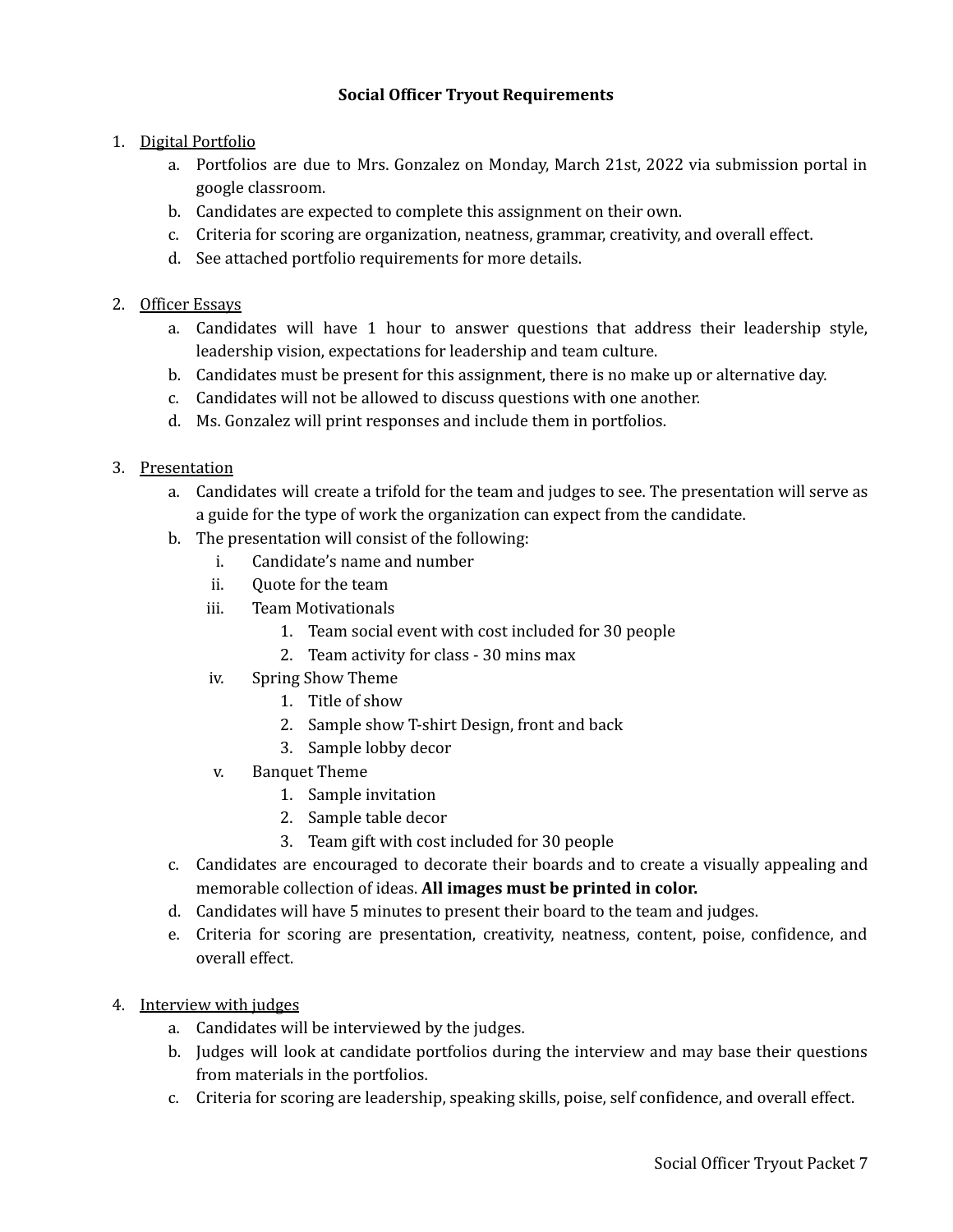# Social Officer Tryout Requirements

1. <u>Digital Portfolio</u>
   a. Portfolios are due to Mrs. Gonzalez on Monday, March 21st, 2022 via submission portal in google classroom.
   b. Candidates are expected to complete this assignment on their own.
   c. Criteria for scoring are organization, neatness, grammar, creativity, and overall effect.
   d. See attached portfolio requirements for more details.

2. <u>Officer Essays</u>
   a. Candidates will have 1 hour to answer questions that address their leadership style, leadership vision, expectations for leadership and team culture.
   b. Candidates must be present for this assignment, there is no make up or alternative day.
   c. Candidates will not be allowed to discuss questions with one another.
   d. Ms. Gonzalez will print responses and include them in portfolios.

3. <u>Presentation</u>
   a. Candidates will create a trifold for the team and judges to see. The presentation will serve as a guide for the type of work the organization can expect from the candidate.
   b. The presentation will consist of the following:
      i. Candidate's name and number
      ii. Quote for the team
      iii. Team Motivationals
         1. Team social event with cost included for 30 people
         2. Team activity for class - 30 mins max
      iv. Spring Show Theme
         1. Title of show
         2. Sample show T-shirt Design, front and back
         3. Sample lobby decor
      v. Banquet Theme
         1. Sample invitation
         2. Sample table decor
         3. Team gift with cost included for 30 people
   c. Candidates are encouraged to decorate their boards and to create a visually appealing and memorable collection of ideas. **All images must be printed in color.**
   d. Candidates will have 5 minutes to present their board to the team and judges.
   e. Criteria for scoring are presentation, creativity, neatness, content, poise, confidence, and overall effect.

4. <u>Interview with judges</u>
   a. Candidates will be interviewed by the judges.
   b. Judges will look at candidate portfolios during the interview and may base their questions from materials in the portfolios.
   c. Criteria for scoring are leadership, speaking skills, poise, self confidence, and overall effect.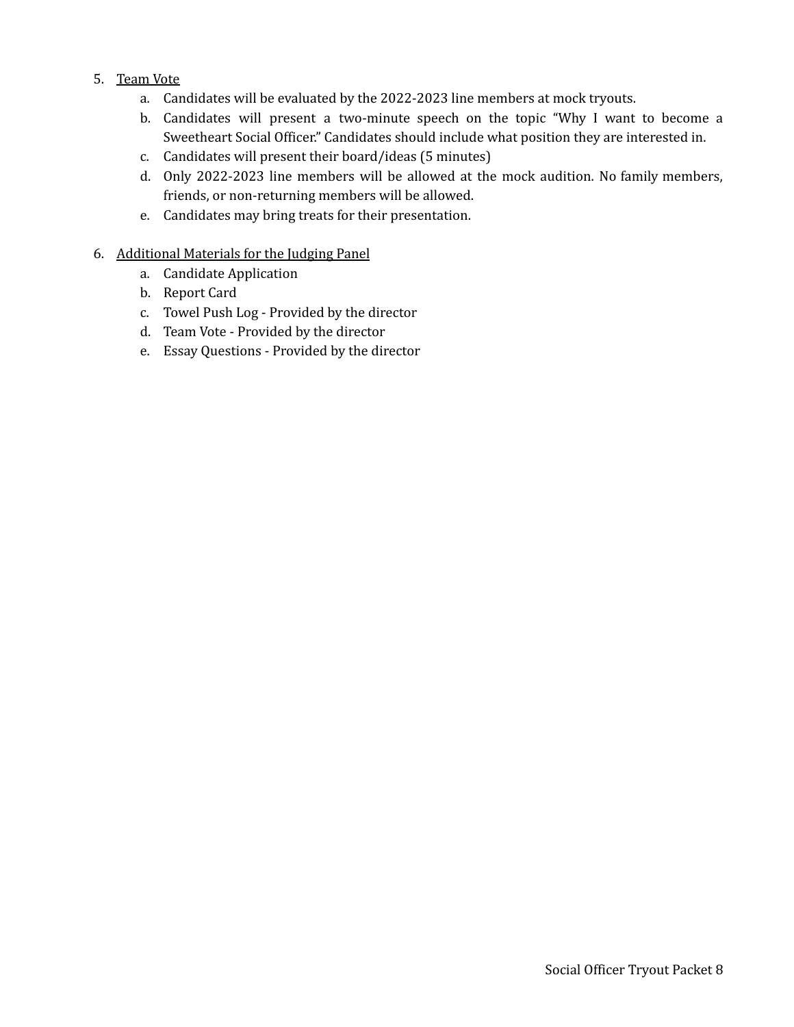5. <u>Team Vote</u>
    a. Candidates will be evaluated by the 2022-2023 line members at mock tryouts.
    b. Candidates will present a two-minute speech on the topic "Why I want to become a Sweetheart Social Officer." Candidates should include what position they are interested in.
    c. Candidates will present their board/ideas (5 minutes)
    d. Only 2022-2023 line members will be allowed at the mock audition. No family members, friends, or non-returning members will be allowed.
    e. Candidates may bring treats for their presentation.

6. <u>Additional Materials for the Judging Panel</u>
    a. Candidate Application
    b. Report Card
    c. Towel Push Log - Provided by the director
    d. Team Vote - Provided by the director
    e. Essay Questions - Provided by the director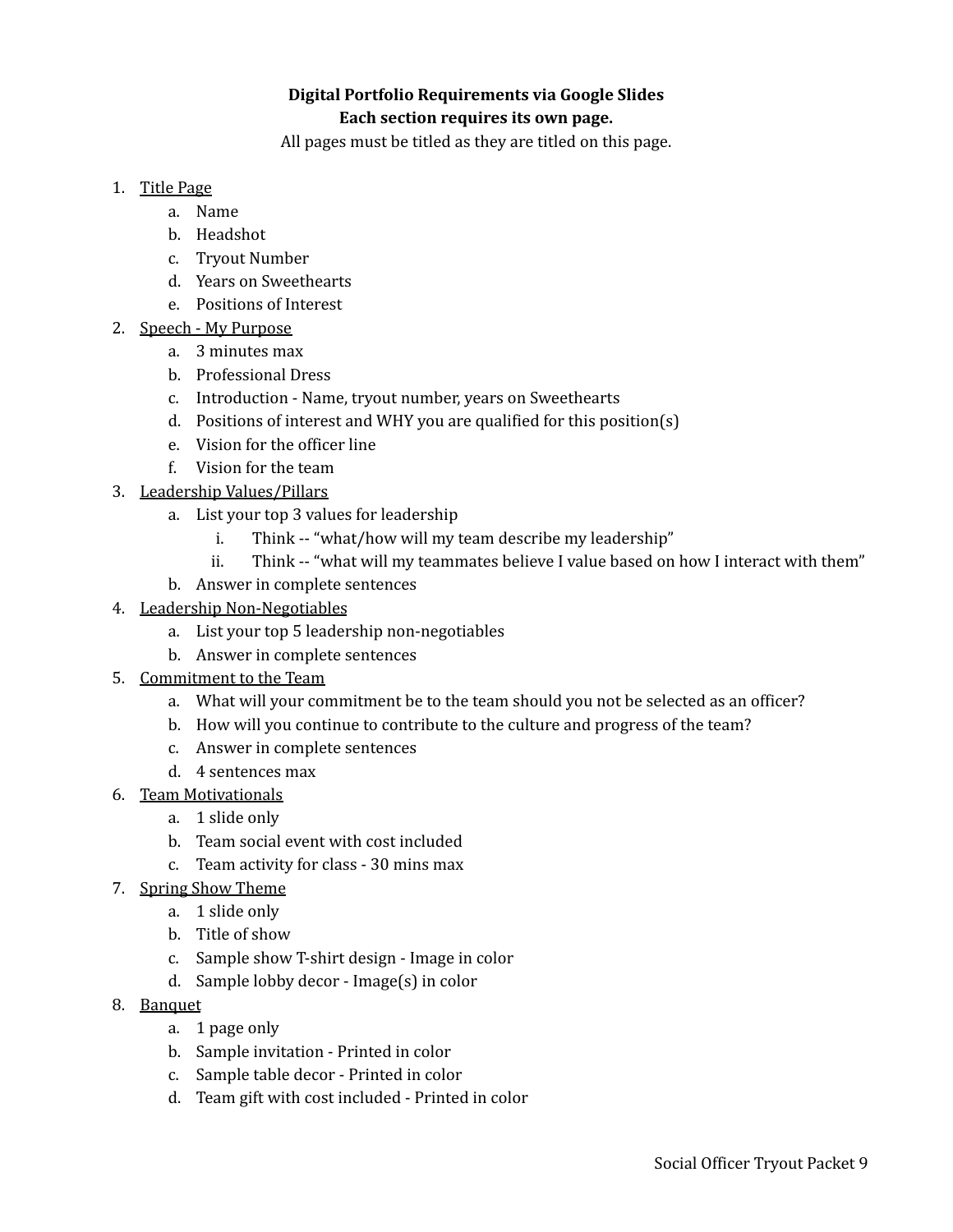**Digital Portfolio Requirements via Google Slides**
**Each section requires its own page.**
All pages must be titled as they are titled on this page.

1. <u>Title Page</u>
   a. Name
   b. Headshot
   c. Tryout Number
   d. Years on Sweethearts
   e. Positions of Interest
2. <u>Speech - My Purpose</u>
   a. 3 minutes max
   b. Professional Dress
   c. Introduction - Name, tryout number, years on Sweethearts
   d. Positions of interest and WHY you are qualified for this position(s)
   e. Vision for the officer line
   f. Vision for the team
3. <u>Leadership Values/Pillars</u>
   a. List your top 3 values for leadership
      i. Think -- "what/how will my team describe my leadership"
      ii. Think -- "what will my teammates believe I value based on how I interact with them"
   b. Answer in complete sentences
4. <u>Leadership Non-Negotiables</u>
   a. List your top 5 leadership non-negotiables
   b. Answer in complete sentences
5. <u>Commitment to the Team</u>
   a. What will your commitment be to the team should you not be selected as an officer?
   b. How will you continue to contribute to the culture and progress of the team?
   c. Answer in complete sentences
   d. 4 sentences max
6. <u>Team Motivationals</u>
   a. 1 slide only
   b. Team social event with cost included
   c. Team activity for class - 30 mins max
7. <u>Spring Show Theme</u>
   a. 1 slide only
   b. Title of show
   c. Sample show T-shirt design - Image in color
   d. Sample lobby decor - Image(s) in color
8. <u>Banquet</u>
   a. 1 page only
   b. Sample invitation - Printed in color
   c. Sample table decor - Printed in color
   d. Team gift with cost included - Printed in color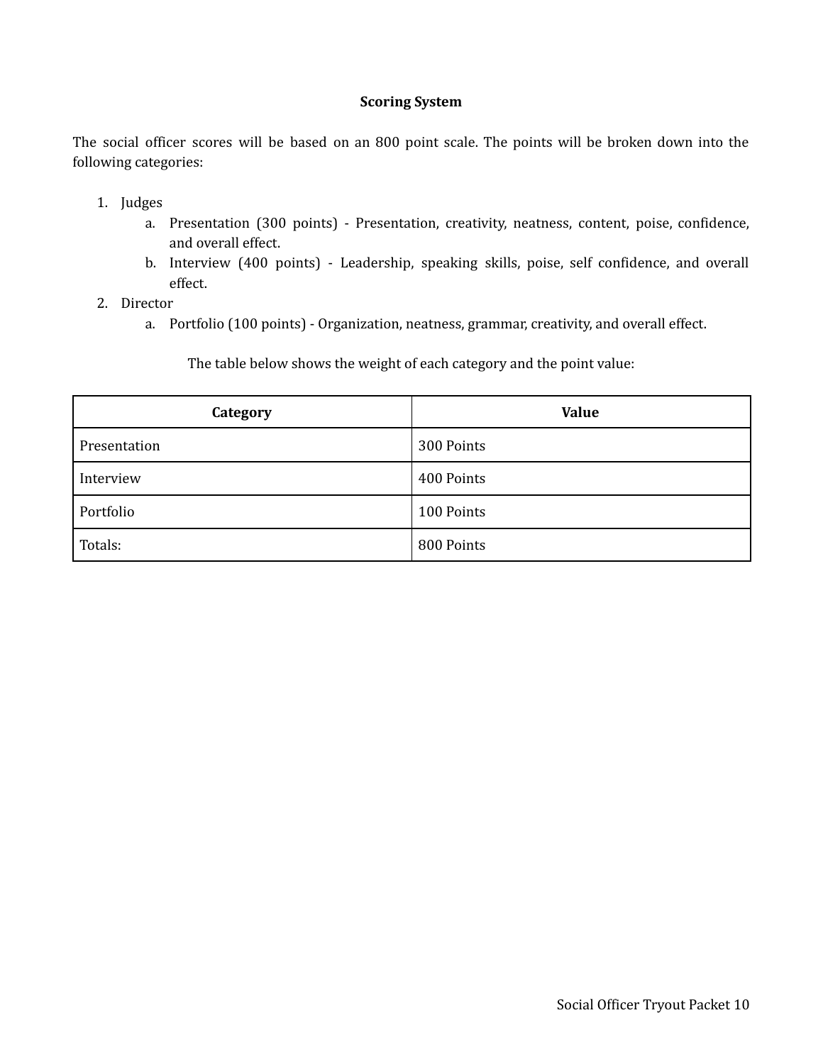## Scoring System

The social officer scores will be based on an 800 point scale. The points will be broken down into the following categories:

1. Judges
   a. Presentation (300 points) - Presentation, creativity, neatness, content, poise, confidence, and overall effect.
   b. Interview (400 points) - Leadership, speaking skills, poise, self confidence, and overall effect.
2. Director
   a. Portfolio (100 points) - Organization, neatness, grammar, creativity, and overall effect.

The table below shows the weight of each category and the point value:

| Category | Value |
|---|---|
| Presentation | 300 Points |
| Interview | 400 Points |
| Portfolio | 100 Points |
| Totals: | 800 Points |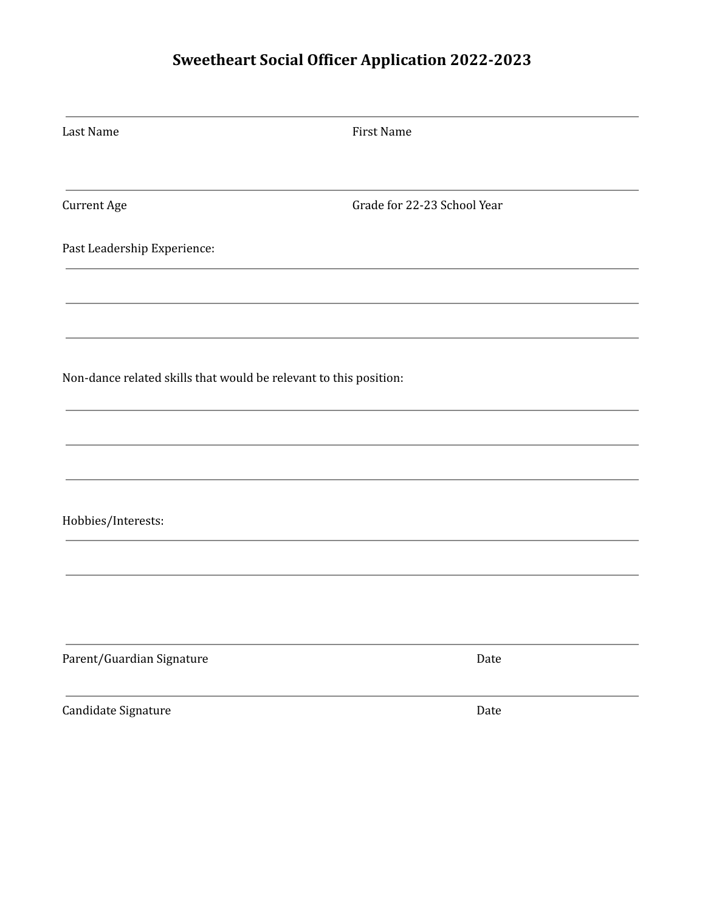# Sweetheart Social Officer Application 2022-2023

\_\_\_\_\_\_\_\_\_\_\_\_\_\_\_\_\_\_\_\_\_\_\_\_\_\_\_\_\_\_\_\_\_\_\_\_\_\_\_\_\_\_\_\_\_\_\_\_\_\_\_\_\_\_\_\_\_\_\_\_\_\_\_\_\_\_\_\_\_\_\_\_\_\_\_\_

Last Name First Name

\_\_\_\_\_\_\_\_\_\_\_\_\_\_\_\_\_\_\_\_\_\_\_\_\_\_\_\_\_\_\_\_\_\_\_\_\_\_\_\_\_\_\_\_\_\_\_\_\_\_\_\_\_\_\_\_\_\_\_\_\_\_\_\_\_\_\_\_\_\_\_\_\_\_\_\_

Current Age Grade for 22-23 School Year

Past Leadership Experience:

\_\_\_\_\_\_\_\_\_\_\_\_\_\_\_\_\_\_\_\_\_\_\_\_\_\_\_\_\_\_\_\_\_\_\_\_\_\_\_\_\_\_\_\_\_\_\_\_\_\_\_\_\_\_\_\_\_\_\_\_\_\_\_\_\_\_\_\_\_\_\_\_\_\_\_\_

\_\_\_\_\_\_\_\_\_\_\_\_\_\_\_\_\_\_\_\_\_\_\_\_\_\_\_\_\_\_\_\_\_\_\_\_\_\_\_\_\_\_\_\_\_\_\_\_\_\_\_\_\_\_\_\_\_\_\_\_\_\_\_\_\_\_\_\_\_\_\_\_\_\_\_\_

\_\_\_\_\_\_\_\_\_\_\_\_\_\_\_\_\_\_\_\_\_\_\_\_\_\_\_\_\_\_\_\_\_\_\_\_\_\_\_\_\_\_\_\_\_\_\_\_\_\_\_\_\_\_\_\_\_\_\_\_\_\_\_\_\_\_\_\_\_\_\_\_\_\_\_\_

Non-dance related skills that would be relevant to this position:

\_\_\_\_\_\_\_\_\_\_\_\_\_\_\_\_\_\_\_\_\_\_\_\_\_\_\_\_\_\_\_\_\_\_\_\_\_\_\_\_\_\_\_\_\_\_\_\_\_\_\_\_\_\_\_\_\_\_\_\_\_\_\_\_\_\_\_\_\_\_\_\_\_\_\_\_

\_\_\_\_\_\_\_\_\_\_\_\_\_\_\_\_\_\_\_\_\_\_\_\_\_\_\_\_\_\_\_\_\_\_\_\_\_\_\_\_\_\_\_\_\_\_\_\_\_\_\_\_\_\_\_\_\_\_\_\_\_\_\_\_\_\_\_\_\_\_\_\_\_\_\_\_

\_\_\_\_\_\_\_\_\_\_\_\_\_\_\_\_\_\_\_\_\_\_\_\_\_\_\_\_\_\_\_\_\_\_\_\_\_\_\_\_\_\_\_\_\_\_\_\_\_\_\_\_\_\_\_\_\_\_\_\_\_\_\_\_\_\_\_\_\_\_\_\_\_\_\_\_

Hobbies/Interests:

\_\_\_\_\_\_\_\_\_\_\_\_\_\_\_\_\_\_\_\_\_\_\_\_\_\_\_\_\_\_\_\_\_\_\_\_\_\_\_\_\_\_\_\_\_\_\_\_\_\_\_\_\_\_\_\_\_\_\_\_\_\_\_\_\_\_\_\_\_\_\_\_\_\_\_\_

\_\_\_\_\_\_\_\_\_\_\_\_\_\_\_\_\_\_\_\_\_\_\_\_\_\_\_\_\_\_\_\_\_\_\_\_\_\_\_\_\_\_\_\_\_\_\_\_\_\_\_\_\_\_\_\_\_\_\_\_\_\_\_\_\_\_\_\_\_\_\_\_\_\_\_\_

\_\_\_\_\_\_\_\_\_\_\_\_\_\_\_\_\_\_\_\_\_\_\_\_\_\_\_\_\_\_\_\_\_\_\_\_\_\_\_\_\_\_\_\_\_\_\_\_\_\_\_\_\_\_\_\_\_\_\_\_\_\_\_\_\_\_\_\_\_\_\_\_\_\_\_\_

Parent/Guardian Signature Date

\_\_\_\_\_\_\_\_\_\_\_\_\_\_\_\_\_\_\_\_\_\_\_\_\_\_\_\_\_\_\_\_\_\_\_\_\_\_\_\_\_\_\_\_\_\_\_\_\_\_\_\_\_\_\_\_\_\_\_\_\_\_\_\_\_\_\_\_\_\_\_\_\_\_\_\_

Candidate Signature Date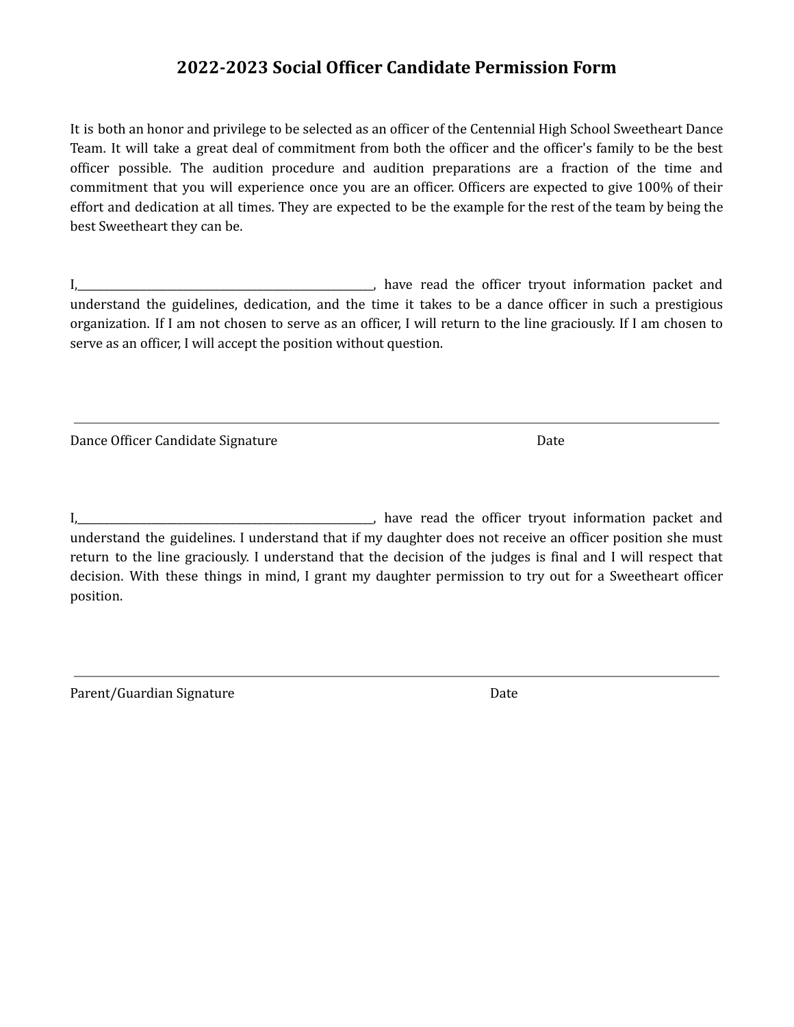# 2022-2023 Social Officer Candidate Permission Form

It is both an honor and privilege to be selected as an officer of the Centennial High School Sweetheart Dance Team. It will take a great deal of commitment from both the officer and the officer's family to be the best officer possible. The audition procedure and audition preparations are a fraction of the time and commitment that you will experience once you are an officer. Officers are expected to give 100% of their effort and dedication at all times. They are expected to be the example for the rest of the team by being the best Sweetheart they can be.

I,________________________________________________, have read the officer tryout information packet and understand the guidelines, dedication, and the time it takes to be a dance officer in such a prestigious organization. If I am not chosen to serve as an officer, I will return to the line graciously. If I am chosen to serve as an officer, I will accept the position without question.

___________________________________________________________________________

Dance Officer Candidate Signature                                        Date

I,________________________________________________, have read the officer tryout information packet and understand the guidelines. I understand that if my daughter does not receive an officer position she must return to the line graciously. I understand that the decision of the judges is final and I will respect that decision. With these things in mind, I grant my daughter permission to try out for a Sweetheart officer position.

___________________________________________________________________________

Parent/Guardian Signature                                        Date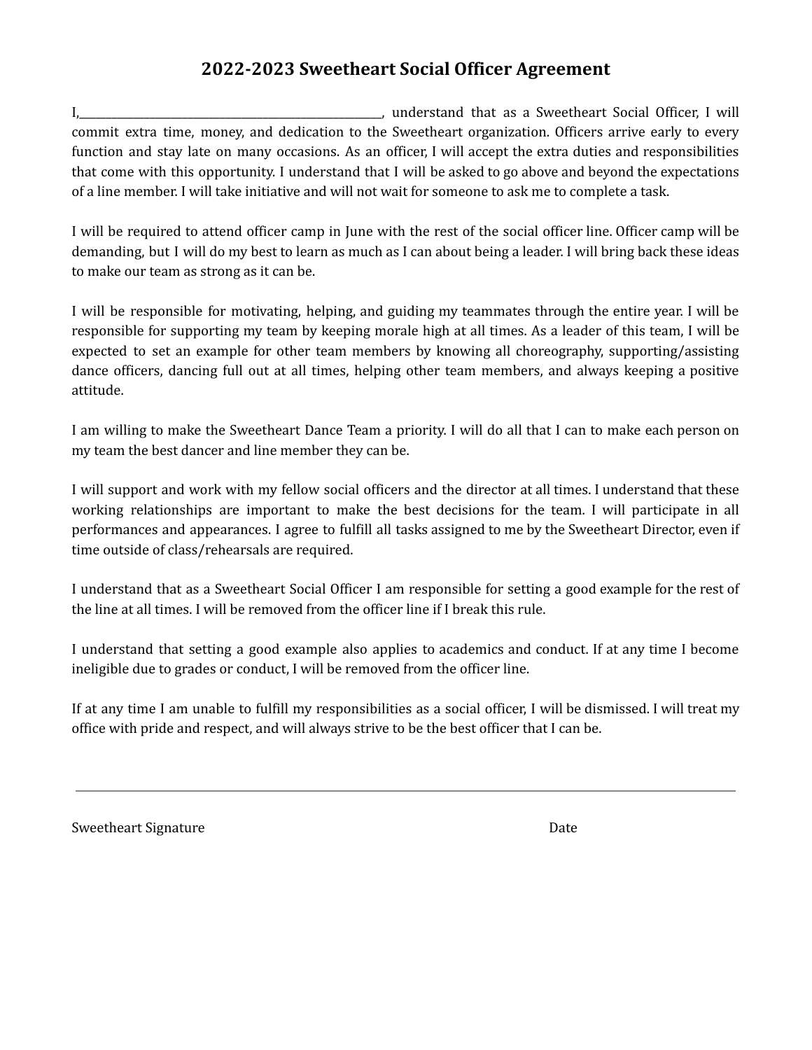# 2022-2023 Sweetheart Social Officer Agreement

I,\_\_\_\_\_\_\_\_\_\_\_\_\_\_\_\_\_\_\_\_\_\_\_\_\_\_\_\_\_\_\_\_\_\_\_\_\_\_\_\_\_\_\_\_\_\_\_\_\_\_\_\_, understand that as a Sweetheart Social Officer, I will commit extra time, money, and dedication to the Sweetheart organization. Officers arrive early to every function and stay late on many occasions. As an officer, I will accept the extra duties and responsibilities that come with this opportunity. I understand that I will be asked to go above and beyond the expectations of a line member. I will take initiative and will not wait for someone to ask me to complete a task.

I will be required to attend officer camp in June with the rest of the social officer line. Officer camp will be demanding, but I will do my best to learn as much as I can about being a leader. I will bring back these ideas to make our team as strong as it can be.

I will be responsible for motivating, helping, and guiding my teammates through the entire year. I will be responsible for supporting my team by keeping morale high at all times. As a leader of this team, I will be expected to set an example for other team members by knowing all choreography, supporting/assisting dance officers, dancing full out at all times, helping other team members, and always keeping a positive attitude.

I am willing to make the Sweetheart Dance Team a priority. I will do all that I can to make each person on my team the best dancer and line member they can be.

I will support and work with my fellow social officers and the director at all times. I understand that these working relationships are important to make the best decisions for the team. I will participate in all performances and appearances. I agree to fulfill all tasks assigned to me by the Sweetheart Director, even if time outside of class/rehearsals are required.

I understand that as a Sweetheart Social Officer I am responsible for setting a good example for the rest of the line at all times. I will be removed from the officer line if I break this rule.

I understand that setting a good example also applies to academics and conduct. If at any time I become ineligible due to grades or conduct, I will be removed from the officer line.

If at any time I am unable to fulfill my responsibilities as a social officer, I will be dismissed. I will treat my office with pride and respect, and will always strive to be the best officer that I can be.

---

Sweetheart Signature Date